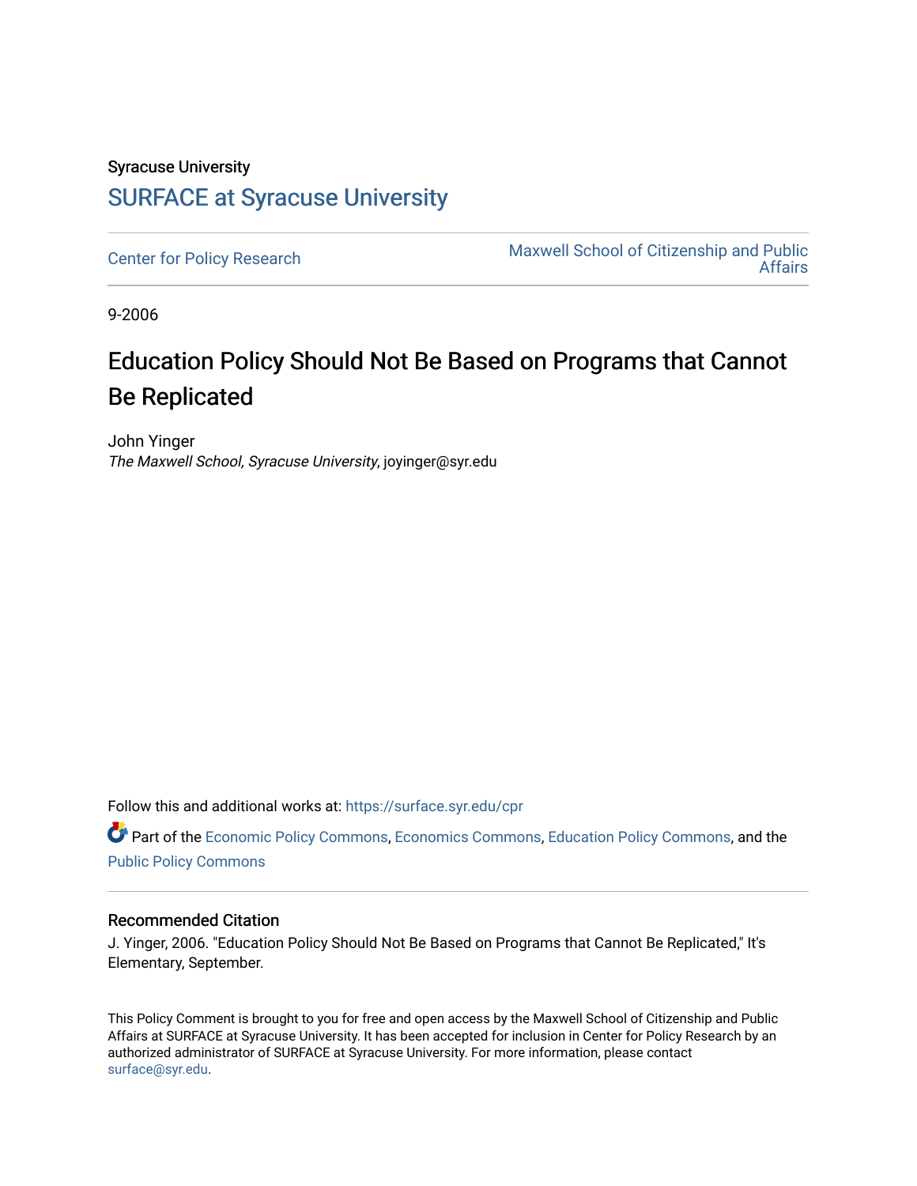Syracuse University

## SURFACE at Syracuse University

Center for Policy Research

Maxwell School of Citizenship and Public Affairs

9-2006

# Education Policy Should Not Be Based on Programs that Cannot Be Replicated

John Yinger

*The Maxwell School, Syracuse University*, joyinger@syr.edu

Follow this and additional works at: https://surface.syr.edu/cpr

Part of the Economic Policy Commons, Economics Commons, Education Policy Commons, and the Public Policy Commons

### Recommended Citation

J. Yinger, 2006. "Education Policy Should Not Be Based on Programs that Cannot Be Replicated," It's Elementary, September.

This Policy Comment is brought to you for free and open access by the Maxwell School of Citizenship and Public Affairs at SURFACE at Syracuse University. It has been accepted for inclusion in Center for Policy Research by an authorized administrator of SURFACE at Syracuse University. For more information, please contact surface@syr.edu.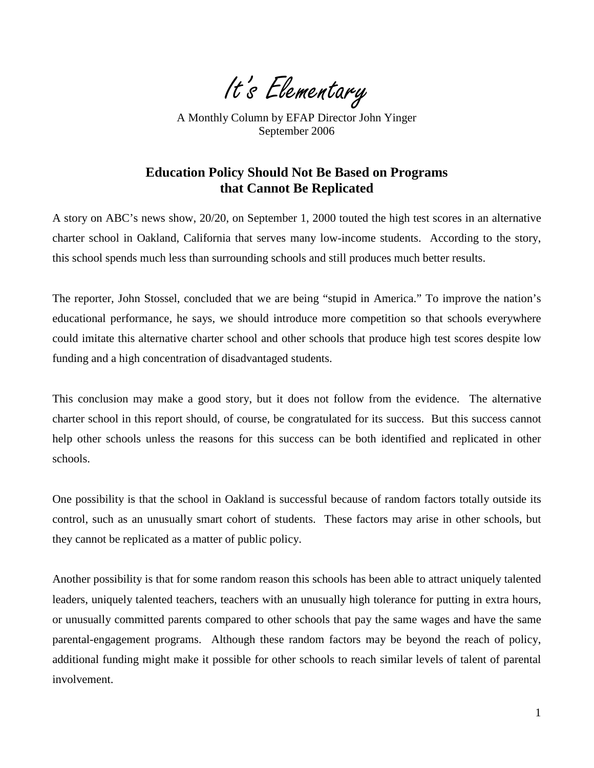# *It's Elementary*

A Monthly Column by EFAP Director John Yinger
September 2006

## Education Policy Should Not Be Based on Programs that Cannot Be Replicated

A story on ABC's news show, 20/20, on September 1, 2000 touted the high test scores in an alternative charter school in Oakland, California that serves many low-income students. According to the story, this school spends much less than surrounding schools and still produces much better results.

The reporter, John Stossel, concluded that we are being "stupid in America." To improve the nation's educational performance, he says, we should introduce more competition so that schools everywhere could imitate this alternative charter school and other schools that produce high test scores despite low funding and a high concentration of disadvantaged students.

This conclusion may make a good story, but it does not follow from the evidence. The alternative charter school in this report should, of course, be congratulated for its success. But this success cannot help other schools unless the reasons for this success can be both identified and replicated in other schools.

One possibility is that the school in Oakland is successful because of random factors totally outside its control, such as an unusually smart cohort of students. These factors may arise in other schools, but they cannot be replicated as a matter of public policy.

Another possibility is that for some random reason this schools has been able to attract uniquely talented leaders, uniquely talented teachers, teachers with an unusually high tolerance for putting in extra hours, or unusually committed parents compared to other schools that pay the same wages and have the same parental-engagement programs. Although these random factors may be beyond the reach of policy, additional funding might make it possible for other schools to reach similar levels of talent of parental involvement.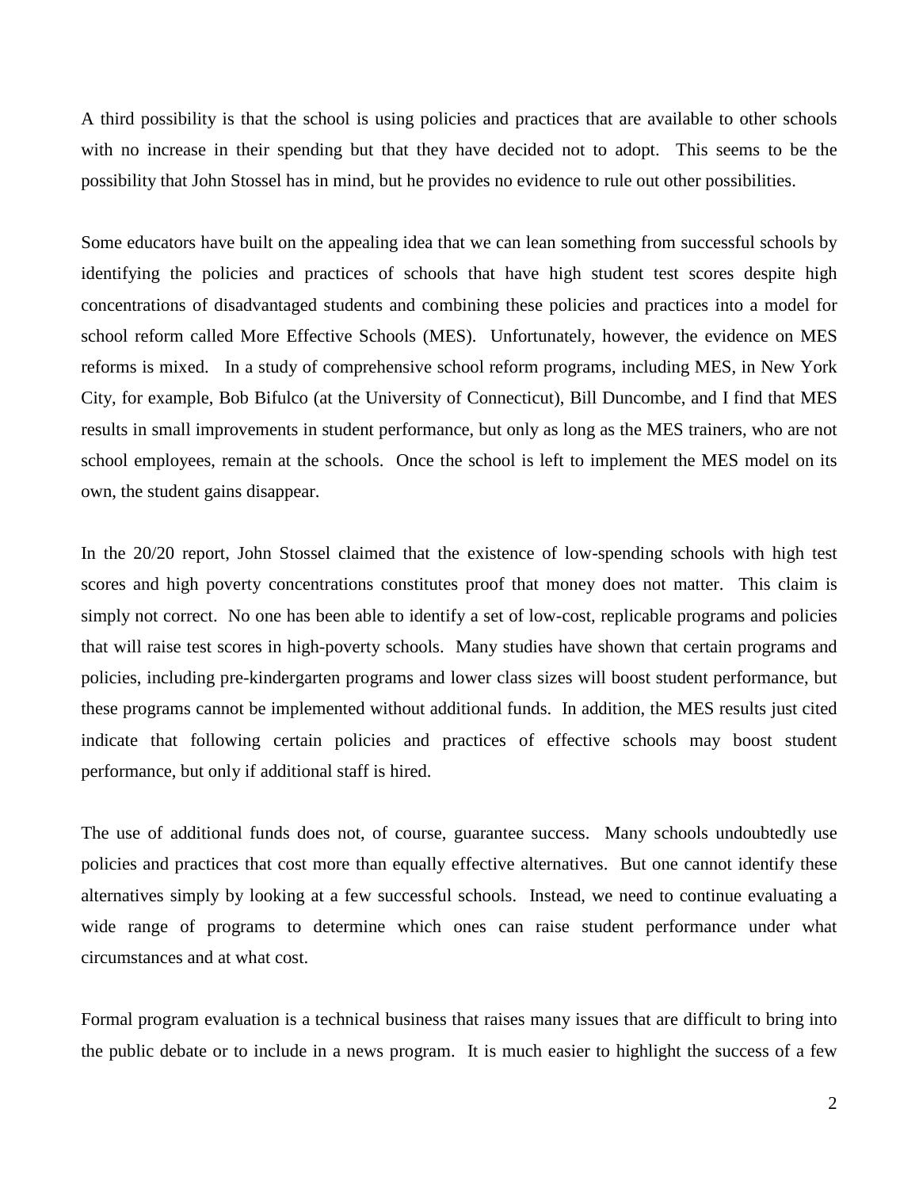A third possibility is that the school is using policies and practices that are available to other schools with no increase in their spending but that they have decided not to adopt. This seems to be the possibility that John Stossel has in mind, but he provides no evidence to rule out other possibilities.

Some educators have built on the appealing idea that we can lean something from successful schools by identifying the policies and practices of schools that have high student test scores despite high concentrations of disadvantaged students and combining these policies and practices into a model for school reform called More Effective Schools (MES). Unfortunately, however, the evidence on MES reforms is mixed. In a study of comprehensive school reform programs, including MES, in New York City, for example, Bob Bifulco (at the University of Connecticut), Bill Duncombe, and I find that MES results in small improvements in student performance, but only as long as the MES trainers, who are not school employees, remain at the schools. Once the school is left to implement the MES model on its own, the student gains disappear.

In the 20/20 report, John Stossel claimed that the existence of low-spending schools with high test scores and high poverty concentrations constitutes proof that money does not matter. This claim is simply not correct. No one has been able to identify a set of low-cost, replicable programs and policies that will raise test scores in high-poverty schools. Many studies have shown that certain programs and policies, including pre-kindergarten programs and lower class sizes will boost student performance, but these programs cannot be implemented without additional funds. In addition, the MES results just cited indicate that following certain policies and practices of effective schools may boost student performance, but only if additional staff is hired.

The use of additional funds does not, of course, guarantee success. Many schools undoubtedly use policies and practices that cost more than equally effective alternatives. But one cannot identify these alternatives simply by looking at a few successful schools. Instead, we need to continue evaluating a wide range of programs to determine which ones can raise student performance under what circumstances and at what cost.

Formal program evaluation is a technical business that raises many issues that are difficult to bring into the public debate or to include in a news program. It is much easier to highlight the success of a few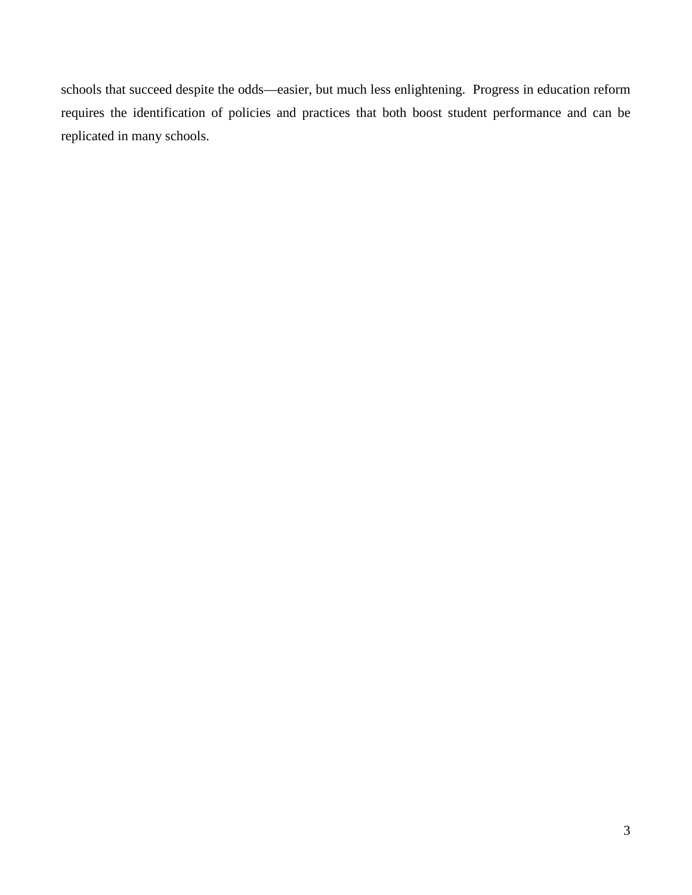schools that succeed despite the odds—easier, but much less enlightening. Progress in education reform requires the identification of policies and practices that both boost student performance and can be replicated in many schools.